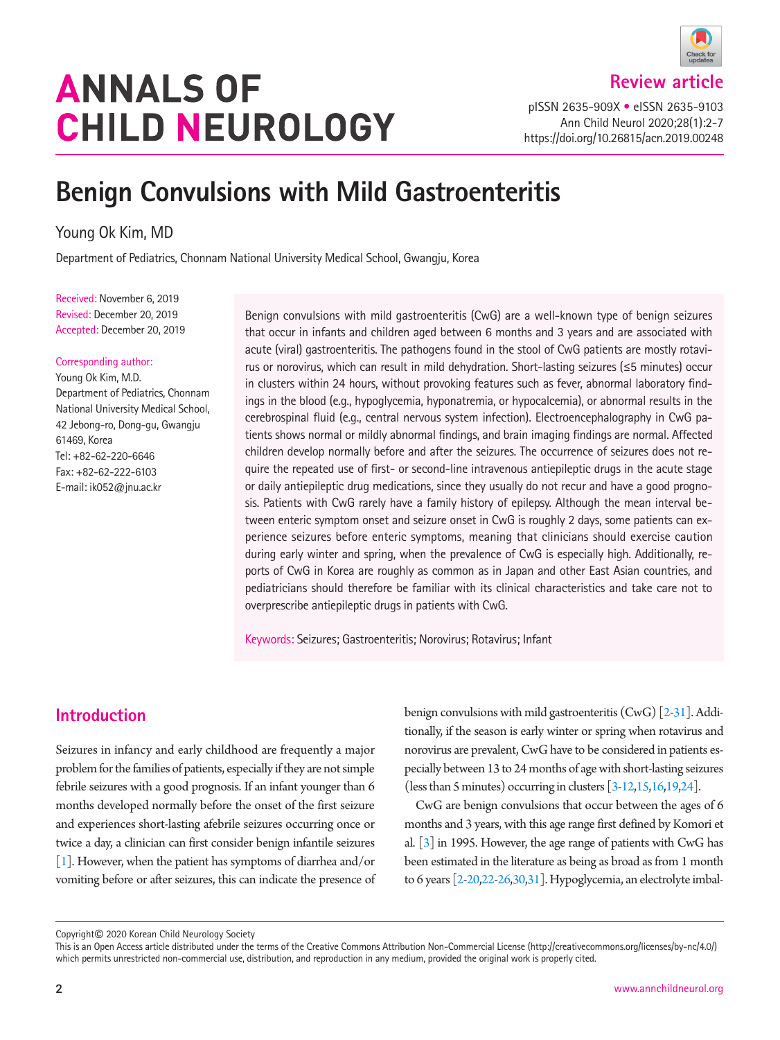# ANNALS OF CHILD NEUROLOGY

**Review article**

pISSN 2635-909X • eISSN 2635-9103
https://doi.org/10.26815/acn.2019.00248

# Benign Convulsions with Mild Gastroenteritis

Young Ok Kim, MD

Department of Pediatrics, Chonnam National University Medical School, Gwangju, Korea

Received: November 6, 2019
Revised: December 20, 2019
Accepted: December 20, 2019

Corresponding author:
Young Ok Kim, M.D.
Department of Pediatrics, Chonnam National University Medical School, 42 Jebong-ro, Dong-gu, Gwangju 61469, Korea
Tel: +82-62-220-6646
Fax: +82-62-222-6103
E-mail: ik052@jnu.ac.kr

Benign convulsions with mild gastroenteritis (CwG) are a well-known type of benign seizures that occur in infants and children aged between 6 months and 3 years and are associated with acute (viral) gastroenteritis. The pathogens found in the stool of CwG patients are mostly rotavirus or norovirus, which can result in mild dehydration. Short-lasting seizures (≤5 minutes) occur in clusters within 24 hours, without provoking features such as fever, abnormal laboratory findings in the blood (e.g., hypoglycemia, hyponatremia, or hypocalcemia), or abnormal results in the cerebrospinal fluid (e.g., central nervous system infection). Electroencephalography in CwG patients shows normal or mildly abnormal findings, and brain imaging findings are normal. Affected children develop normally before and after the seizures. The occurrence of seizures does not require the repeated use of first- or second-line intravenous antiepileptic drugs in the acute stage or daily antiepileptic drug medications, since they usually do not recur and have a good prognosis. Patients with CwG rarely have a family history of epilepsy. Although the mean interval between enteric symptom onset and seizure onset in CwG is roughly 2 days, some patients can experience seizures before enteric symptoms, meaning that clinicians should exercise caution during early winter and spring, when the prevalence of CwG is especially high. Additionally, reports of CwG in Korea are roughly as common as in Japan and other East Asian countries, and pediatricians should therefore be familiar with its clinical characteristics and take care not to overprescribe antiepileptic drugs in patients with CwG.

Keywords: Seizures; Gastroenteritis; Norovirus; Rotavirus; Infant

## Introduction

Seizures in infancy and early childhood are frequently a major problem for the families of patients, especially if they are not simple febrile seizures with a good prognosis. If an infant younger than 6 months developed normally before the onset of the first seizure and experiences short-lasting afebrile seizures occurring once or twice a day, a clinician can first consider benign infantile seizures [1]. However, when the patient has symptoms of diarrhea and/or vomiting before or after seizures, this can indicate the presence of benign convulsions with mild gastroenteritis (CwG) [2-31]. Additionally, if the season is early winter or spring when rotavirus and norovirus are prevalent, CwG have to be considered in patients especially between 13 to 24 months of age with short-lasting seizures (less than 5 minutes) occurring in clusters [3-12,15,16,19,24].

CwG are benign convulsions that occur between the ages of 6 months and 3 years, with this age range first defined by Komori et al. [3] in 1995. However, the age range of patients with CwG has been estimated in the literature as being as broad as from 1 month to 6 years [2-20,22-26,30,31]. Hypoglycemia, an electrolyte imbal-

Copyright© 2020 Korean Child Neurology Society
This is an Open Access article distributed under the terms of the Creative Commons Attribution Non-Commercial License (http://creativecommons.org/licenses/by-nc/4.0/) which permits unrestricted non-commercial use, distribution, and reproduction in any medium, provided the original work is properly cited.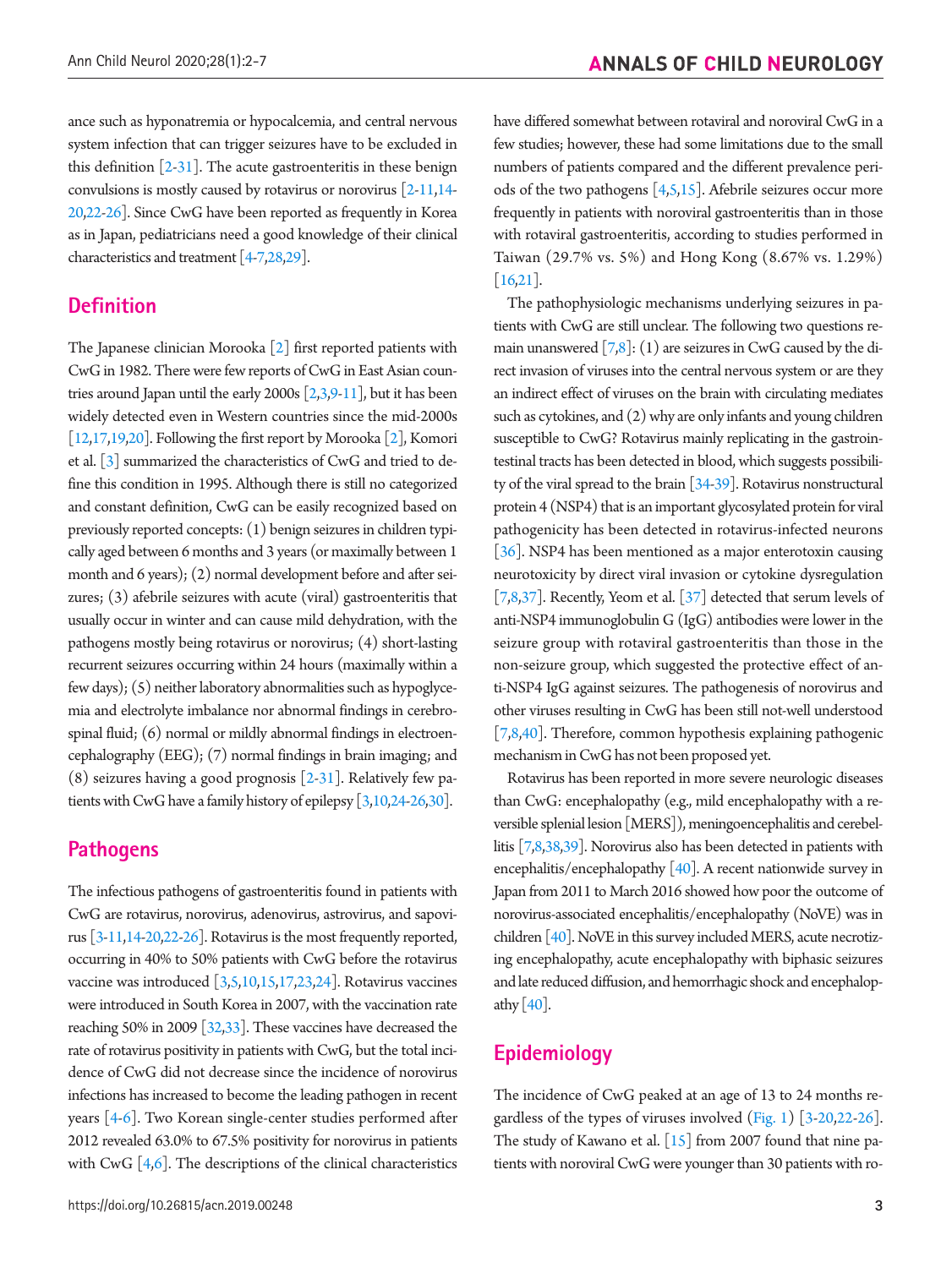ance such as hyponatremia or hypocalcemia, and central nervous system infection that can trigger seizures have to be excluded in this definition [2-31]. The acute gastroenteritis in these benign convulsions is mostly caused by rotavirus or norovirus [2-11,14-20,22-26]. Since CwG have been reported as frequently in Korea as in Japan, pediatricians need a good knowledge of their clinical characteristics and treatment [4-7,28,29].

## Definition

The Japanese clinician Morooka [2] first reported patients with CwG in 1982. There were few reports of CwG in East Asian countries around Japan until the early 2000s [2,3,9-11], but it has been widely detected even in Western countries since the mid-2000s [12,17,19,20]. Following the first report by Morooka [2], Komori et al. [3] summarized the characteristics of CwG and tried to define this condition in 1995. Although there is still no categorized and constant definition, CwG can be easily recognized based on previously reported concepts: (1) benign seizures in children typically aged between 6 months and 3 years (or maximally between 1 month and 6 years); (2) normal development before and after seizures; (3) afebrile seizures with acute (viral) gastroenteritis that usually occur in winter and can cause mild dehydration, with the pathogens mostly being rotavirus or norovirus; (4) short-lasting recurrent seizures occurring within 24 hours (maximally within a few days); (5) neither laboratory abnormalities such as hypoglycemia and electrolyte imbalance nor abnormal findings in cerebrospinal fluid; (6) normal or mildly abnormal findings in electroencephalography (EEG); (7) normal findings in brain imaging; and (8) seizures having a good prognosis [2-31]. Relatively few patients with CwG have a family history of epilepsy [3,10,24-26,30].

## Pathogens

The infectious pathogens of gastroenteritis found in patients with CwG are rotavirus, norovirus, adenovirus, astrovirus, and sapovirus [3-11,14-20,22-26]. Rotavirus is the most frequently reported, occurring in 40% to 50% patients with CwG before the rotavirus vaccine was introduced [3,5,10,15,17,23,24]. Rotavirus vaccines were introduced in South Korea in 2007, with the vaccination rate reaching 50% in 2009 [32,33]. These vaccines have decreased the rate of rotavirus positivity in patients with CwG, but the total incidence of CwG did not decrease since the incidence of norovirus infections has increased to become the leading pathogen in recent years [4-6]. Two Korean single-center studies performed after 2012 revealed 63.0% to 67.5% positivity for norovirus in patients with CwG [4,6]. The descriptions of the clinical characteristics have differed somewhat between rotaviral and noroviral CwG in a few studies; however, these had some limitations due to the small numbers of patients compared and the different prevalence periods of the two pathogens [4,5,15]. Afebrile seizures occur more frequently in patients with noroviral gastroenteritis than in those with rotaviral gastroenteritis, according to studies performed in Taiwan (29.7% vs. 5%) and Hong Kong (8.67% vs. 1.29%) [16,21].

The pathophysiologic mechanisms underlying seizures in patients with CwG are still unclear. The following two questions remain unanswered [7,8]: (1) are seizures in CwG caused by the direct invasion of viruses into the central nervous system or are they an indirect effect of viruses on the brain with circulating mediates such as cytokines, and (2) why are only infants and young children susceptible to CwG? Rotavirus mainly replicating in the gastrointestinal tracts has been detected in blood, which suggests possibility of the viral spread to the brain [34-39]. Rotavirus nonstructural protein 4 (NSP4) that is an important glycosylated protein for viral pathogenicity has been detected in rotavirus-infected neurons [36]. NSP4 has been mentioned as a major enterotoxin causing neurotoxicity by direct viral invasion or cytokine dysregulation [7,8,37]. Recently, Yeom et al. [37] detected that serum levels of anti-NSP4 immunoglobulin G (IgG) antibodies were lower in the seizure group with rotaviral gastroenteritis than those in the non-seizure group, which suggested the protective effect of anti-NSP4 IgG against seizures. The pathogenesis of norovirus and other viruses resulting in CwG has been still not-well understood [7,8,40]. Therefore, common hypothesis explaining pathogenic mechanism in CwG has not been proposed yet.

Rotavirus has been reported in more severe neurologic diseases than CwG: encephalopathy (e.g., mild encephalopathy with a reversible splenial lesion [MERS]), meningoencephalitis and cerebellitis [7,8,38,39]. Norovirus also has been detected in patients with encephalitis/encephalopathy [40]. A recent nationwide survey in Japan from 2011 to March 2016 showed how poor the outcome of norovirus-associated encephalitis/encephalopathy (NoVE) was in children [40]. NoVE in this survey included MERS, acute necrotizing encephalopathy, acute encephalopathy with biphasic seizures and late reduced diffusion, and hemorrhagic shock and encephalopathy [40].

## Epidemiology

The incidence of CwG peaked at an age of 13 to 24 months regardless of the types of viruses involved (Fig. 1) [3-20,22-26]. The study of Kawano et al. [15] from 2007 found that nine patients with noroviral CwG were younger than 30 patients with ro-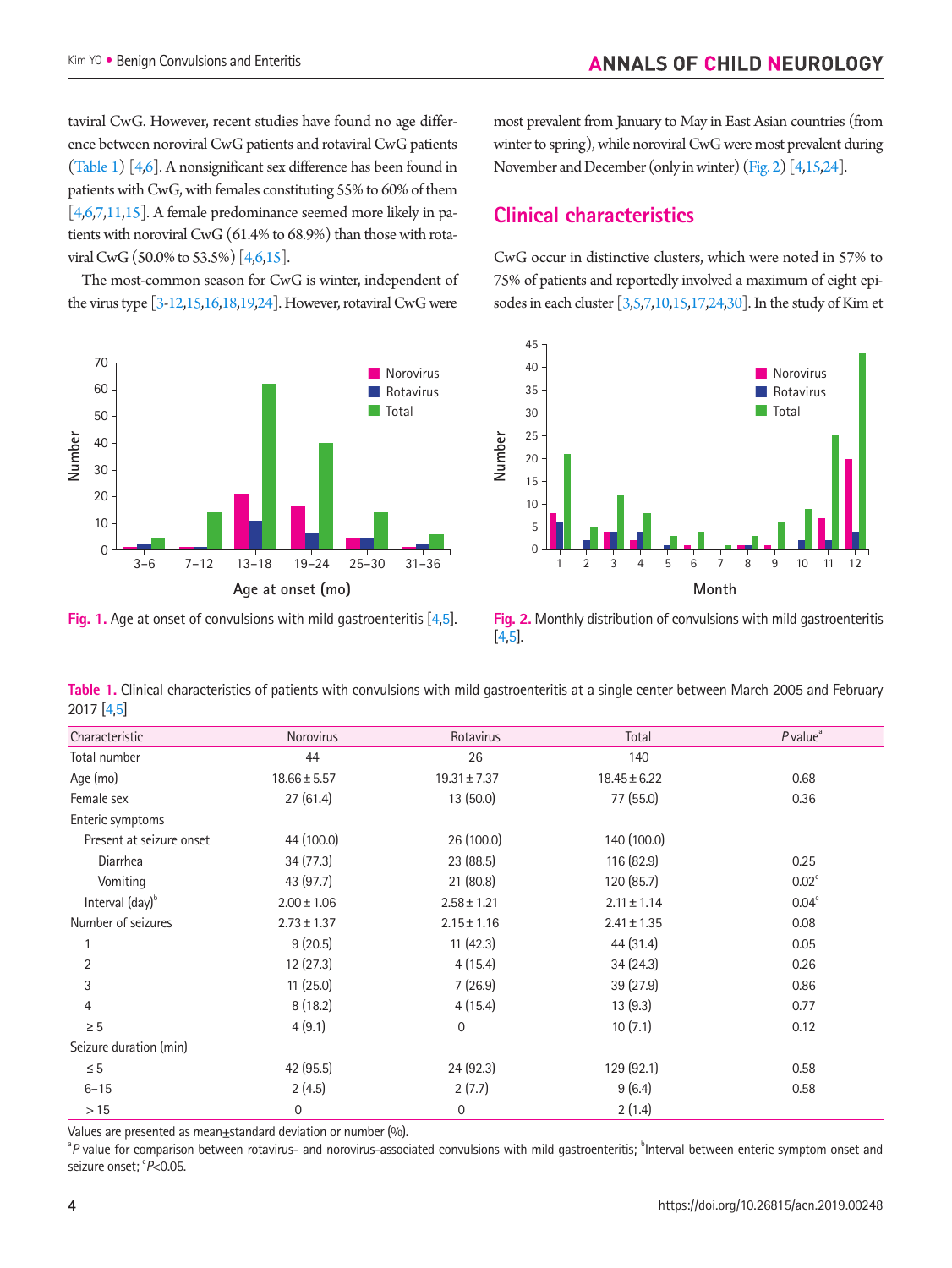taviral CwG. However, recent studies have found no age difference between noroviral CwG patients and rotaviral CwG patients (Table 1) [4,6]. A nonsignificant sex difference has been found in patients with CwG, with females constituting 55% to 60% of them [4,6,7,11,15]. A female predominance seemed more likely in patients with noroviral CwG (61.4% to 68.9%) than those with rotaviral CwG (50.0% to 53.5%) [4,6,15].

The most-common season for CwG is winter, independent of the virus type [3-12,15,16,18,19,24]. However, rotaviral CwG were most prevalent from January to May in East Asian countries (from winter to spring), while noroviral CwG were most prevalent during November and December (only in winter) (Fig. 2) [4,15,24].

## Clinical characteristics

CwG occur in distinctive clusters, which were noted in 57% to 75% of patients and reportedly involved a maximum of eight episodes in each cluster [3,5,7,10,15,17,24,30]. In the study of Kim et

**Fig. 1.** Age at onset of convulsions with mild gastroenteritis [4,5].

**Fig. 2.** Monthly distribution of convulsions with mild gastroenteritis [4,5].

**Table 1.** Clinical characteristics of patients with convulsions with mild gastroenteritis at a single center between March 2005 and February 2017 [4,5]

| Characteristic | Norovirus | Rotavirus | Total | *P* value[a] |
|---|---|---|---|---|
| Total number | 44 | 26 | 140 | |
| Age (mo) | 18.66 ± 5.57 | 19.31 ± 7.37 | 18.45 ± 6.22 | 0.68 |
| Female sex | 27 (61.4) | 13 (50.0) | 77 (55.0) | 0.36 |
| Enteric symptoms | | | | |
| Present at seizure onset | 44 (100.0) | 26 (100.0) | 140 (100.0) | |
| Diarrhea | 34 (77.3) | 23 (88.5) | 116 (82.9) | 0.25 |
| Vomiting | 43 (97.7) | 21 (80.8) | 120 (85.7) | 0.02[c] |
| Interval (day)[b] | 2.00 ± 1.06 | 2.58 ± 1.21 | 2.11 ± 1.14 | 0.04[c] |
| Number of seizures | 2.73 ± 1.37 | 2.15 ± 1.16 | 2.41 ± 1.35 | 0.08 |
| 1 | 9 (20.5) | 11 (42.3) | 44 (31.4) | 0.05 |
| 2 | 12 (27.3) | 4 (15.4) | 34 (24.3) | 0.26 |
| 3 | 11 (25.0) | 7 (26.9) | 39 (27.9) | 0.86 |
| 4 | 8 (18.2) | 4 (15.4) | 13 (9.3) | 0.77 |
| ≥ 5 | 4 (9.1) | 0 | 10 (7.1) | 0.12 |
| Seizure duration (min) | | | | |
| ≤ 5 | 42 (95.5) | 24 (92.3) | 129 (92.1) | 0.58 |
| 6–15 | 2 (4.5) | 2 (7.7) | 9 (6.4) | 0.58 |
| > 15 | 0 | 0 | 2 (1.4) | |

Values are presented as mean±standard deviation or number (%).

[a]*P* value for comparison between rotavirus- and norovirus-associated convulsions with mild gastroenteritis; [b]Interval between enteric symptom onset and seizure onset; [c]*P*<0.05.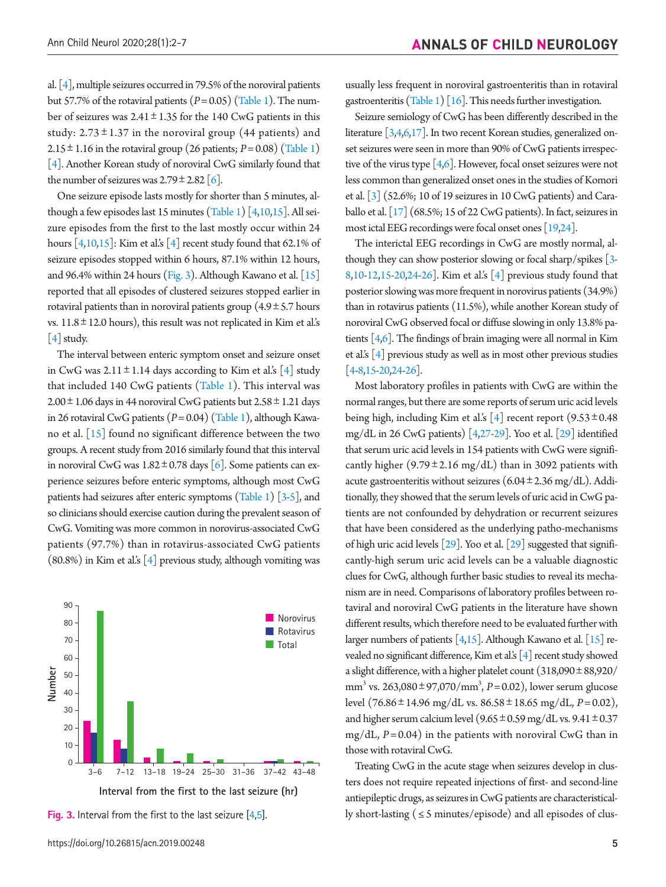al. [4], multiple seizures occurred in 79.5% of the noroviral patients but 57.7% of the rotaviral patients ($P$=0.05) (Table 1). The number of seizures was 2.41±1.35 for the 140 CwG patients in this study: 2.73±1.37 in the noroviral group (44 patients) and 2.15±1.16 in the rotaviral group (26 patients; $P$=0.08) (Table 1) [4]. Another Korean study of noroviral CwG similarly found that the number of seizures was 2.79±2.82 [6].

One seizure episode lasts mostly for shorter than 5 minutes, although a few episodes last 15 minutes (Table 1) [4,10,15]. All seizure episodes from the first to the last mostly occur within 24 hours [4,10,15]: Kim et al.'s [4] recent study found that 62.1% of seizure episodes stopped within 6 hours, 87.1% within 12 hours, and 96.4% within 24 hours (Fig. 3). Although Kawano et al. [15] reported that all episodes of clustered seizures stopped earlier in rotaviral patients than in noroviral patients group (4.9±5.7 hours vs. 11.8±12.0 hours), this result was not replicated in Kim et al.'s [4] study.

The interval between enteric symptom onset and seizure onset in CwG was 2.11±1.14 days according to Kim et al.'s [4] study that included 140 CwG patients (Table 1). This interval was 2.00±1.06 days in 44 noroviral CwG patients but 2.58±1.21 days in 26 rotaviral CwG patients ($P$=0.04) (Table 1), although Kawano et al. [15] found no significant difference between the two groups. A recent study from 2016 similarly found that this interval in noroviral CwG was 1.82±0.78 days [6]. Some patients can experience seizures before enteric symptoms, although most CwG patients had seizures after enteric symptoms (Table 1) [3-5], and so clinicians should exercise caution during the prevalent season of CwG. Vomiting was more common in norovirus-associated CwG patients (97.7%) than in rotavirus-associated CwG patients (80.8%) in Kim et al.'s [4] previous study, although vomiting was usually less frequent in noroviral gastroenteritis than in rotaviral gastroenteritis (Table 1) [16]. This needs further investigation.

Fig. 3. Interval from the first to the last seizure [4,5].

Seizure semiology of CwG has been differently described in the literature [3,4,6,17]. In two recent Korean studies, generalized onset seizures were seen in more than 90% of CwG patients irrespective of the virus type [4,6]. However, focal onset seizures were not less common than generalized onset ones in the studies of Komori et al. [3] (52.6%; 10 of 19 seizures in 10 CwG patients) and Caraballo et al. [17] (68.5%; 15 of 22 CwG patients). In fact, seizures in most ictal EEG recordings were focal onset ones [19,24].

The interictal EEG recordings in CwG are mostly normal, although they can show posterior slowing or focal sharp/spikes [3-8,10-12,15-20,24-26]. Kim et al.'s [4] previous study found that posterior slowing was more frequent in norovirus patients (34.9%) than in rotavirus patients (11.5%), while another Korean study of noroviral CwG observed focal or diffuse slowing in only 13.8% patients [4,6]. The findings of brain imaging were all normal in Kim et al.'s [4] previous study as well as in most other previous studies [4-8,15-20,24-26].

Most laboratory profiles in patients with CwG are within the normal ranges, but there are some reports of serum uric acid levels being high, including Kim et al.'s [4] recent report (9.53±0.48 mg/dL in 26 CwG patients) [4,27-29]. Yoo et al. [29] identified that serum uric acid levels in 154 patients with CwG were significantly higher (9.79±2.16 mg/dL) than in 3092 patients with acute gastroenteritis without seizures (6.04±2.36 mg/dL). Additionally, they showed that the serum levels of uric acid in CwG patients are not confounded by dehydration or recurrent seizures that have been considered as the underlying patho-mechanisms of high uric acid levels [29]. Yoo et al. [29] suggested that significantly-high serum uric acid levels can be a valuable diagnostic clues for CwG, although further basic studies to reveal its mechanism are in need. Comparisons of laboratory profiles between rotaviral and noroviral CwG patients in the literature have shown different results, which therefore need to be evaluated further with larger numbers of patients [4,15]. Although Kawano et al. [15] revealed no significant difference, Kim et al.'s [4] recent study showed a slight difference, with a higher platelet count (318,090±88,920/mm$^3$ vs. 263,080±97,070/mm$^3$, $P$=0.02), lower serum glucose level (76.86±14.96 mg/dL vs. 86.58±18.65 mg/dL, $P$=0.02), and higher serum calcium level (9.65±0.59 mg/dL vs. 9.41±0.37 mg/dL, $P$=0.04) in the patients with noroviral CwG than in those with rotaviral CwG.

Treating CwG in the acute stage when seizures develop in clusters does not require repeated injections of first- and second-line antiepileptic drugs, as seizures in CwG patients are characteristically short-lasting (≤5 minutes/episode) and all episodes of clus-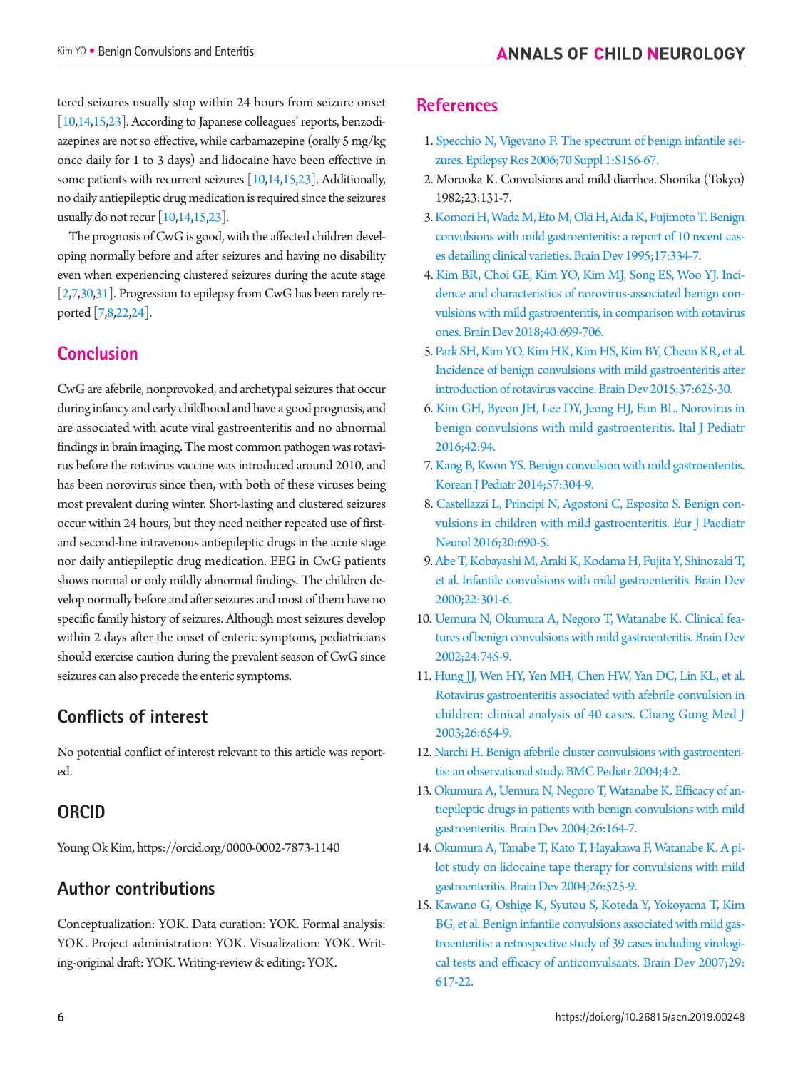tered seizures usually stop within 24 hours from seizure onset [10,14,15,23]. According to Japanese colleagues' reports, benzodiazepines are not so effective, while carbamazepine (orally 5 mg/kg once daily for 1 to 3 days) and lidocaine have been effective in some patients with recurrent seizures [10,14,15,23]. Additionally, no daily antiepileptic drug medication is required since the seizures usually do not recur [10,14,15,23].

The prognosis of CwG is good, with the affected children developing normally before and after seizures and having no disability even when experiencing clustered seizures during the acute stage [2,7,30,31]. Progression to epilepsy from CwG has been rarely reported [7,8,22,24].

## Conclusion

CwG are afebrile, nonprovoked, and archetypal seizures that occur during infancy and early childhood and have a good prognosis, and are associated with acute viral gastroenteritis and no abnormal findings in brain imaging. The most common pathogen was rotavirus before the rotavirus vaccine was introduced around 2010, and has been norovirus since then, with both of these viruses being most prevalent during winter. Short-lasting and clustered seizures occur within 24 hours, but they need neither repeated use of first- and second-line intravenous antiepileptic drugs in the acute stage nor daily antiepileptic drug medication. EEG in CwG patients shows normal or only mildly abnormal findings. The children develop normally before and after seizures and most of them have no specific family history of seizures. Although most seizures develop within 2 days after the onset of enteric symptoms, pediatricians should exercise caution during the prevalent season of CwG since seizures can also precede the enteric symptoms.

## Conflicts of interest

No potential conflict of interest relevant to this article was reported.

## ORCID

Young Ok Kim, https://orcid.org/0000-0002-7873-1140

## Author contributions

Conceptualization: YOK. Data curation: YOK. Formal analysis: YOK. Project administration: YOK. Visualization: YOK. Writing-original draft: YOK. Writing-review & editing: YOK.

## References

1. Specchio N, Vigevano F. The spectrum of benign infantile seizures. Epilepsy Res 2006;70 Suppl 1:S156-67.
2. Morooka K. Convulsions and mild diarrhea. Shonika (Tokyo) 1982;23:131-7.
3. Komori H, Wada M, Eto M, Oki H, Aida K, Fujimoto T. Benign convulsions with mild gastroenteritis: a report of 10 recent cases detailing clinical varieties. Brain Dev 1995;17:334-7.
4. Kim BR, Choi GE, Kim YO, Kim MJ, Song ES, Woo YJ. Incidence and characteristics of norovirus-associated benign convulsions with mild gastroenteritis, in comparison with rotavirus ones. Brain Dev 2018;40:699-706.
5. Park SH, Kim YO, Kim HK, Kim HS, Kim BY, Cheon KR, et al. Incidence of benign convulsions with mild gastroenteritis after introduction of rotavirus vaccine. Brain Dev 2015;37:625-30.
6. Kim GH, Byeon JH, Lee DY, Jeong HJ, Eun BL. Norovirus in benign convulsions with mild gastroenteritis. Ital J Pediatr 2016;42:94.
7. Kang B, Kwon YS. Benign convulsion with mild gastroenteritis. Korean J Pediatr 2014;57:304-9.
8. Castellazzi L, Principi N, Agostoni C, Esposito S. Benign convulsions in children with mild gastroenteritis. Eur J Paediatr Neurol 2016;20:690-5.
9. Abe T, Kobayashi M, Araki K, Kodama H, Fujita Y, Shinozaki T, et al. Infantile convulsions with mild gastroenteritis. Brain Dev 2000;22:301-6.
10. Uemura N, Okumura A, Negoro T, Watanabe K. Clinical features of benign convulsions with mild gastroenteritis. Brain Dev 2002;24:745-9.
11. Hung JJ, Wen HY, Yen MH, Chen HW, Yan DC, Lin KL, et al. Rotavirus gastroenteritis associated with afebrile convulsion in children: clinical analysis of 40 cases. Chang Gung Med J 2003;26:654-9.
12. Narchi H. Benign afebrile cluster convulsions with gastroenteritis: an observational study. BMC Pediatr 2004;4:2.
13. Okumura A, Uemura N, Negoro T, Watanabe K. Efficacy of antiepileptic drugs in patients with benign convulsions with mild gastroenteritis. Brain Dev 2004;26:164-7.
14. Okumura A, Tanabe T, Kato T, Hayakawa F, Watanabe K. A pilot study on lidocaine tape therapy for convulsions with mild gastroenteritis. Brain Dev 2004;26:525-9.
15. Kawano G, Oshige K, Syutou S, Koteda Y, Yokoyama T, Kim BG, et al. Benign infantile convulsions associated with mild gastroenteritis: a retrospective study of 39 cases including virological tests and efficacy of anticonvulsants. Brain Dev 2007;29:617-22.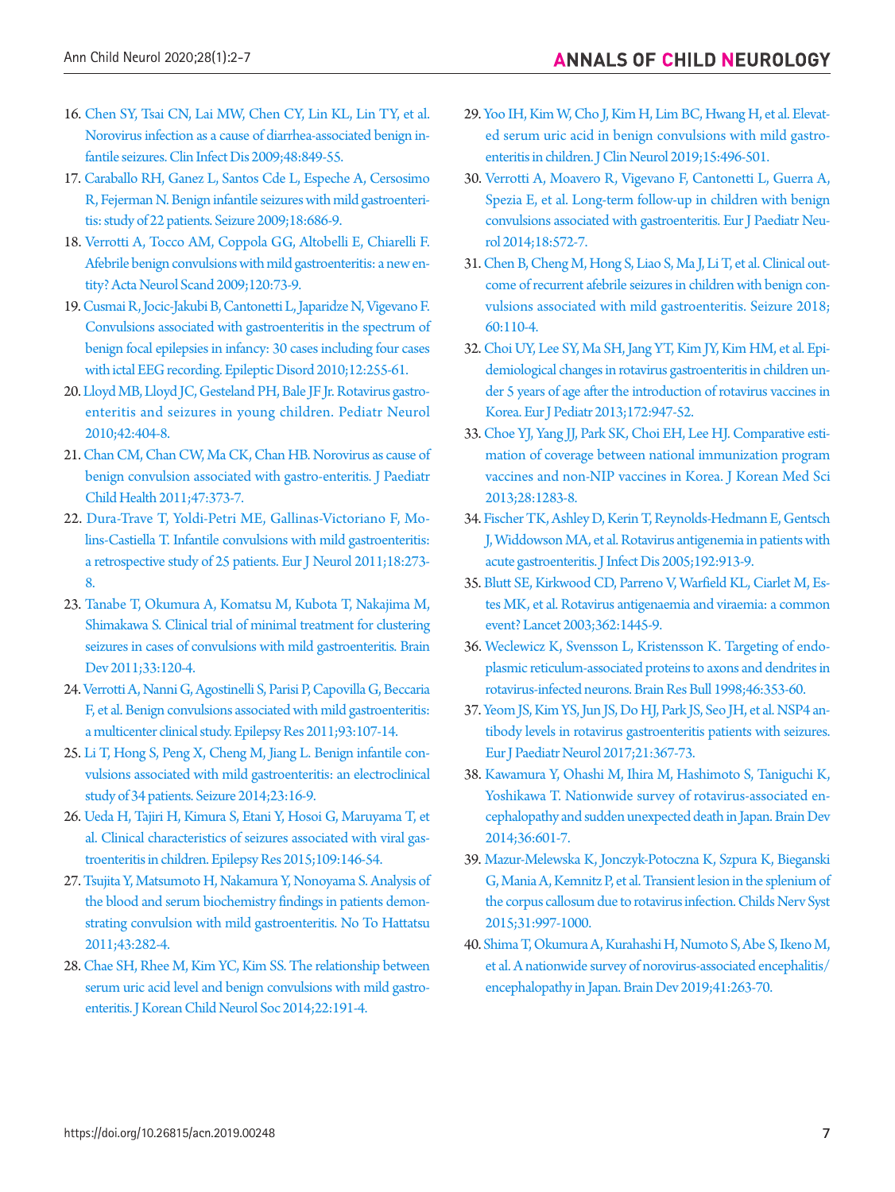16. Chen SY, Tsai CN, Lai MW, Chen CY, Lin KL, Lin TY, et al. Norovirus infection as a cause of diarrhea-associated benign infantile seizures. Clin Infect Dis 2009;48:849-55.
17. Caraballo RH, Ganez L, Santos Cde L, Espeche A, Cersosimo R, Fejerman N. Benign infantile seizures with mild gastroenteritis: study of 22 patients. Seizure 2009;18:686-9.
18. Verrotti A, Tocco AM, Coppola GG, Altobelli E, Chiarelli F. Afebrile benign convulsions with mild gastroenteritis: a new entity? Acta Neurol Scand 2009;120:73-9.
19. Cusmai R, Jocic-Jakubi B, Cantonetti L, Japaridze N, Vigevano F. Convulsions associated with gastroenteritis in the spectrum of benign focal epilepsies in infancy: 30 cases including four cases with ictal EEG recording. Epileptic Disord 2010;12:255-61.
20. Lloyd MB, Lloyd JC, Gesteland PH, Bale JF Jr. Rotavirus gastroenteritis and seizures in young children. Pediatr Neurol 2010;42:404-8.
21. Chan CM, Chan CW, Ma CK, Chan HB. Norovirus as cause of benign convulsion associated with gastro-enteritis. J Paediatr Child Health 2011;47:373-7.
22. Dura-Trave T, Yoldi-Petri ME, Gallinas-Victoriano F, Molins-Castiella T. Infantile convulsions with mild gastroenteritis: a retrospective study of 25 patients. Eur J Neurol 2011;18:273-8.
23. Tanabe T, Okumura A, Komatsu M, Kubota T, Nakajima M, Shimakawa S. Clinical trial of minimal treatment for clustering seizures in cases of convulsions with mild gastroenteritis. Brain Dev 2011;33:120-4.
24. Verrotti A, Nanni G, Agostinelli S, Parisi P, Capovilla G, Beccaria F, et al. Benign convulsions associated with mild gastroenteritis: a multicenter clinical study. Epilepsy Res 2011;93:107-14.
25. Li T, Hong S, Peng X, Cheng M, Jiang L. Benign infantile convulsions associated with mild gastroenteritis: an electroclinical study of 34 patients. Seizure 2014;23:16-9.
26. Ueda H, Tajiri H, Kimura S, Etani Y, Hosoi G, Maruyama T, et al. Clinical characteristics of seizures associated with viral gastroenteritis in children. Epilepsy Res 2015;109:146-54.
27. Tsujita Y, Matsumoto H, Nakamura Y, Nonoyama S. Analysis of the blood and serum biochemistry findings in patients demonstrating convulsion with mild gastroenteritis. No To Hattatsu 2011;43:282-4.
28. Chae SH, Rhee M, Kim YC, Kim SS. The relationship between serum uric acid level and benign convulsions with mild gastroenteritis. J Korean Child Neurol Soc 2014;22:191-4.
29. Yoo IH, Kim W, Cho J, Kim H, Lim BC, Hwang H, et al. Elevated serum uric acid in benign convulsions with mild gastroenteritis in children. J Clin Neurol 2019;15:496-501.
30. Verrotti A, Moavero R, Vigevano F, Cantonetti L, Guerra A, Spezia E, et al. Long-term follow-up in children with benign convulsions associated with gastroenteritis. Eur J Paediatr Neurol 2014;18:572-7.
31. Chen B, Cheng M, Hong S, Liao S, Ma J, Li T, et al. Clinical outcome of recurrent afebrile seizures in children with benign convulsions associated with mild gastroenteritis. Seizure 2018;60:110-4.
32. Choi UY, Lee SY, Ma SH, Jang YT, Kim JY, Kim HM, et al. Epidemiological changes in rotavirus gastroenteritis in children under 5 years of age after the introduction of rotavirus vaccines in Korea. Eur J Pediatr 2013;172:947-52.
33. Choe YJ, Yang JJ, Park SK, Choi EH, Lee HJ. Comparative estimation of coverage between national immunization program vaccines and non-NIP vaccines in Korea. J Korean Med Sci 2013;28:1283-8.
34. Fischer TK, Ashley D, Kerin T, Reynolds-Hedmann E, Gentsch J, Widdowson MA, et al. Rotavirus antigenemia in patients with acute gastroenteritis. J Infect Dis 2005;192:913-9.
35. Blutt SE, Kirkwood CD, Parreno V, Warfield KL, Ciarlet M, Estes MK, et al. Rotavirus antigenaemia and viraemia: a common event? Lancet 2003;362:1445-9.
36. Weclewicz K, Svensson L, Kristensson K. Targeting of endoplasmic reticulum-associated proteins to axons and dendrites in rotavirus-infected neurons. Brain Res Bull 1998;46:353-60.
37. Yeom JS, Kim YS, Jun JS, Do HJ, Park JS, Seo JH, et al. NSP4 antibody levels in rotavirus gastroenteritis patients with seizures. Eur J Paediatr Neurol 2017;21:367-73.
38. Kawamura Y, Ohashi M, Ihira M, Hashimoto S, Taniguchi K, Yoshikawa T. Nationwide survey of rotavirus-associated encephalopathy and sudden unexpected death in Japan. Brain Dev 2014;36:601-7.
39. Mazur-Melewska K, Jonczyk-Potoczna K, Szpura K, Bieganski G, Mania A, Kemnitz P, et al. Transient lesion in the splenium of the corpus callosum due to rotavirus infection. Childs Nerv Syst 2015;31:997-1000.
40. Shima T, Okumura A, Kurahashi H, Numoto S, Abe S, Ikeno M, et al. A nationwide survey of norovirus-associated encephalitis/encephalopathy in Japan. Brain Dev 2019;41:263-70.